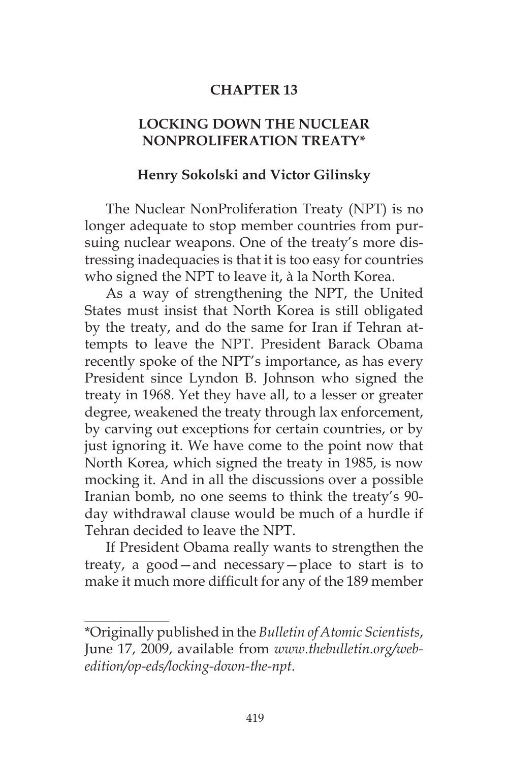# CHAPTER 13

## LOCKING DOWN THE NUCLEAR NONPROLIFERATION TREATY*

### Henry Sokolski and Victor Gilinsky

The Nuclear NonProliferation Treaty (NPT) is no longer adequate to stop member countries from pursuing nuclear weapons. One of the treaty's more distressing inadequacies is that it is too easy for countries who signed the NPT to leave it, à la North Korea.

As a way of strengthening the NPT, the United States must insist that North Korea is still obligated by the treaty, and do the same for Iran if Tehran attempts to leave the NPT. President Barack Obama recently spoke of the NPT's importance, as has every President since Lyndon B. Johnson who signed the treaty in 1968. Yet they have all, to a lesser or greater degree, weakened the treaty through lax enforcement, by carving out exceptions for certain countries, or by just ignoring it. We have come to the point now that North Korea, which signed the treaty in 1985, is now mocking it. And in all the discussions over a possible Iranian bomb, no one seems to think the treaty's 90-day withdrawal clause would be much of a hurdle if Tehran decided to leave the NPT.

If President Obama really wants to strengthen the treaty, a good—and necessary—place to start is to make it much more difficult for any of the 189 member

---

*Originally published in the *Bulletin of Atomic Scientists*, June 17, 2009, available from *www.thebulletin.org/web-edition/op-eds/locking-down-the-npt*.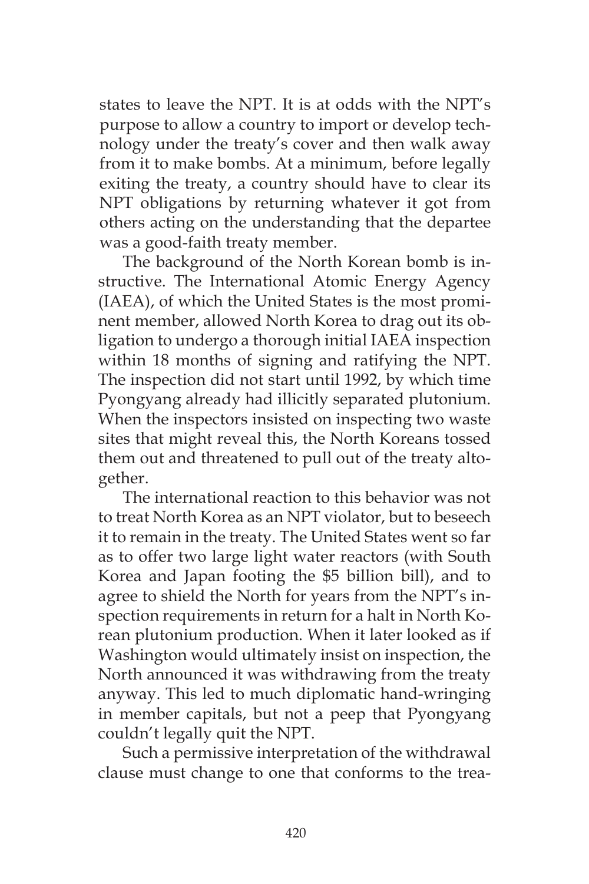states to leave the NPT. It is at odds with the NPT's purpose to allow a country to import or develop technology under the treaty's cover and then walk away from it to make bombs. At a minimum, before legally exiting the treaty, a country should have to clear its NPT obligations by returning whatever it got from others acting on the understanding that the departee was a good-faith treaty member.

The background of the North Korean bomb is instructive. The International Atomic Energy Agency (IAEA), of which the United States is the most prominent member, allowed North Korea to drag out its obligation to undergo a thorough initial IAEA inspection within 18 months of signing and ratifying the NPT. The inspection did not start until 1992, by which time Pyongyang already had illicitly separated plutonium. When the inspectors insisted on inspecting two waste sites that might reveal this, the North Koreans tossed them out and threatened to pull out of the treaty altogether.

The international reaction to this behavior was not to treat North Korea as an NPT violator, but to beseech it to remain in the treaty. The United States went so far as to offer two large light water reactors (with South Korea and Japan footing the $5 billion bill), and to agree to shield the North for years from the NPT's inspection requirements in return for a halt in North Korean plutonium production. When it later looked as if Washington would ultimately insist on inspection, the North announced it was withdrawing from the treaty anyway. This led to much diplomatic hand-wringing in member capitals, but not a peep that Pyongyang couldn't legally quit the NPT.

Such a permissive interpretation of the withdrawal clause must change to one that conforms to the trea-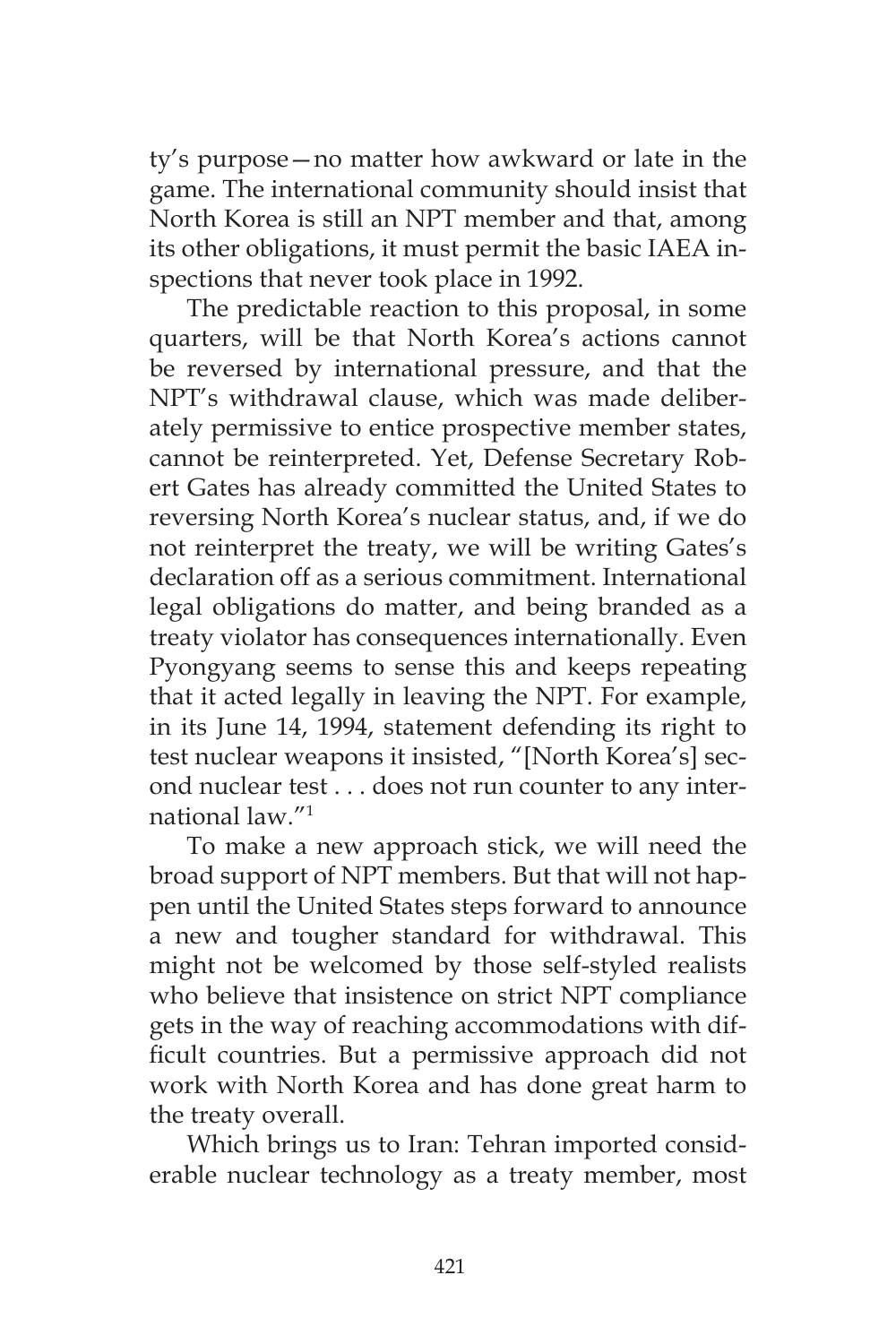ty's purpose—no matter how awkward or late in the game. The international community should insist that North Korea is still an NPT member and that, among its other obligations, it must permit the basic IAEA inspections that never took place in 1992.

The predictable reaction to this proposal, in some quarters, will be that North Korea's actions cannot be reversed by international pressure, and that the NPT's withdrawal clause, which was made deliberately permissive to entice prospective member states, cannot be reinterpreted. Yet, Defense Secretary Robert Gates has already committed the United States to reversing North Korea's nuclear status, and, if we do not reinterpret the treaty, we will be writing Gates's declaration off as a serious commitment. International legal obligations do matter, and being branded as a treaty violator has consequences internationally. Even Pyongyang seems to sense this and keeps repeating that it acted legally in leaving the NPT. For example, in its June 14, 1994, statement defending its right to test nuclear weapons it insisted, "[North Korea's] second nuclear test . . . does not run counter to any international law."[1]

To make a new approach stick, we will need the broad support of NPT members. But that will not happen until the United States steps forward to announce a new and tougher standard for withdrawal. This might not be welcomed by those self-styled realists who believe that insistence on strict NPT compliance gets in the way of reaching accommodations with difficult countries. But a permissive approach did not work with North Korea and has done great harm to the treaty overall.

Which brings us to Iran: Tehran imported considerable nuclear technology as a treaty member, most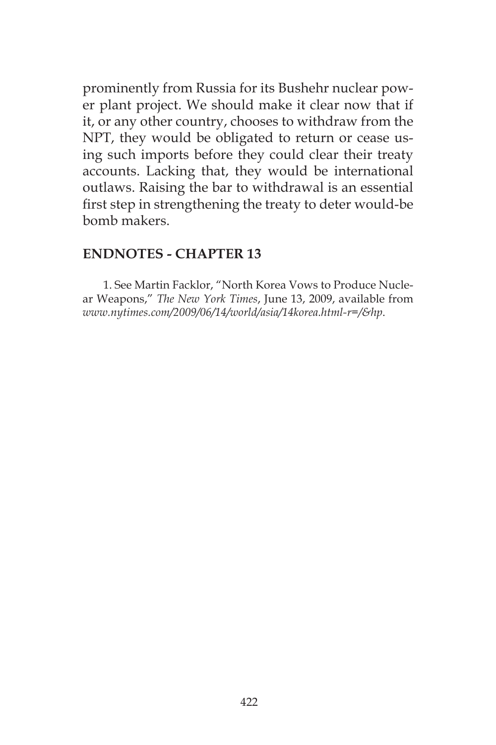prominently from Russia for its Bushehr nuclear power plant project. We should make it clear now that if it, or any other country, chooses to withdraw from the NPT, they would be obligated to return or cease using such imports before they could clear their treaty accounts. Lacking that, they would be international outlaws. Raising the bar to withdrawal is an essential first step in strengthening the treaty to deter would-be bomb makers.

## ENDNOTES - CHAPTER 13

1. See Martin Facklor, "North Korea Vows to Produce Nuclear Weapons," *The New York Times*, June 13, 2009, available from *www.nytimes.com/2009/06/14/world/asia/14korea.html-r=/&hp*.